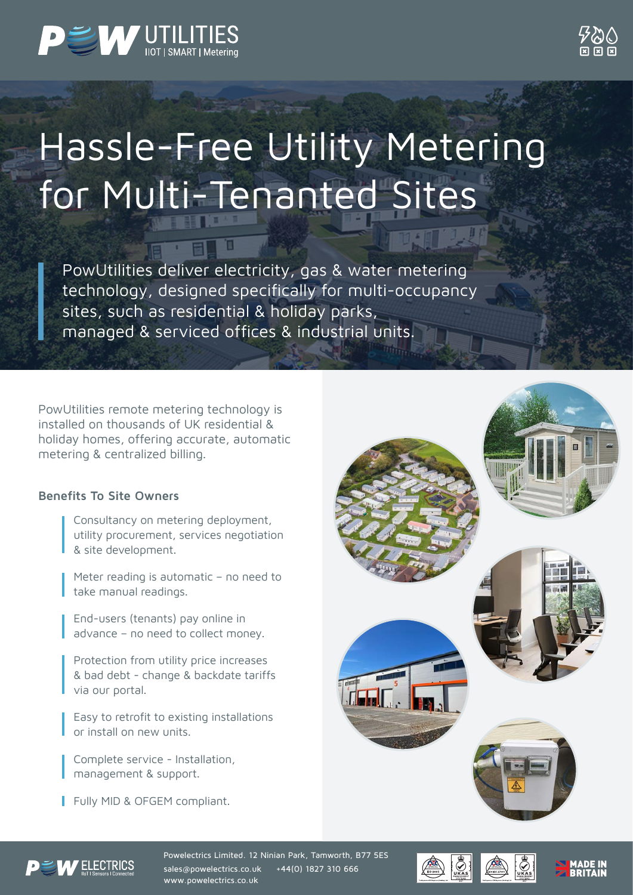# Hassle-Free Utility Metering for Multi-Tenanted Sites

PowUtilities deliver electricity, gas & water metering technology, designed specifically for multi-occupancy sites, such as residential & holiday parks, managed & serviced offices & industrial units.

PowUtilities remote metering technology is installed on thousands of UK residential & holiday homes, offering accurate, automatic metering & centralized billing.

### Benefits To Site Owners

- Consultancy on metering deployment, utility procurement, services negotiation & site development.
- Meter reading is automatic – no need to take manual readings.
- End-users (tenants) pay online in advance – no need to collect money.
- Protection from utility price increases & bad debt - change & backdate tariffs via our portal.
- Easy to retrofit to existing installations or install on new units.
- Complete service - Installation, management & support.
- Fully MID & OFGEM compliant.

Powelectrics Limited. 12 Ninian Park, Tamworth, B77 5ES
sales@powelectrics.co.uk +44(0) 1827 310 666
www.powelectrics.co.uk

MADE IN BRITAIN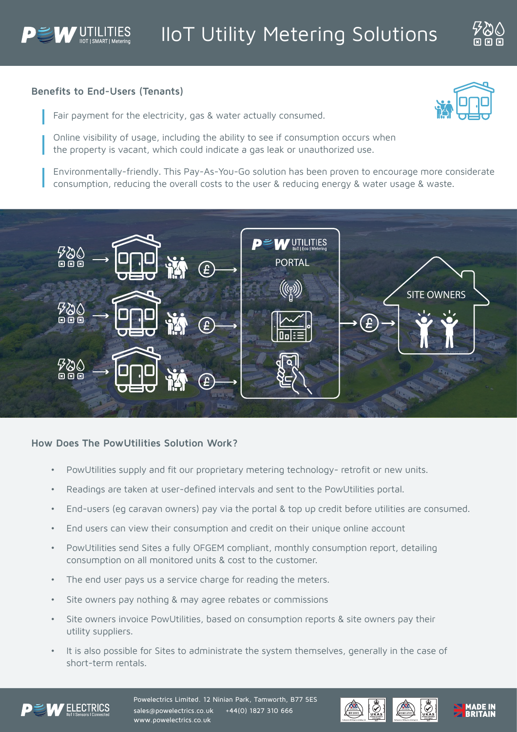# IIoT Utility Metering Solutions

## Benefits to End-Users (Tenants)

Fair payment for the electricity, gas & water actually consumed.

Online visibility of usage, including the ability to see if consumption occurs when the property is vacant, which could indicate a gas leak or unauthorized use.

Environmentally-friendly. This Pay-As-You-Go solution has been proven to encourage more considerate consumption, reducing the overall costs to the user & reducing energy & water usage & waste.

PORTAL

SITE OWNERS

## How Does The PowUtilities Solution Work?

- PowUtilities supply and fit our proprietary metering technology- retrofit or new units.
- Readings are taken at user-defined intervals and sent to the PowUtilities portal.
- End-users (eg caravan owners) pay via the portal & top up credit before utilities are consumed.
- End users can view their consumption and credit on their unique online account
- PowUtilities send Sites a fully OFGEM compliant, monthly consumption report, detailing consumption on all monitored units & cost to the customer.
- The end user pays us a service charge for reading the meters.
- Site owners pay nothing & may agree rebates or commissions
- Site owners invoice PowUtilities, based on consumption reports & site owners pay their utility suppliers.
- It is also possible for Sites to administrate the system themselves, generally in the case of short-term rentals.

Powelectrics Limited. 12 Ninian Park, Tamworth, B77 5ES
sales@powelectrics.co.uk +44(0) 1827 310 666
www.powelectrics.co.uk

MADE IN BRITAIN